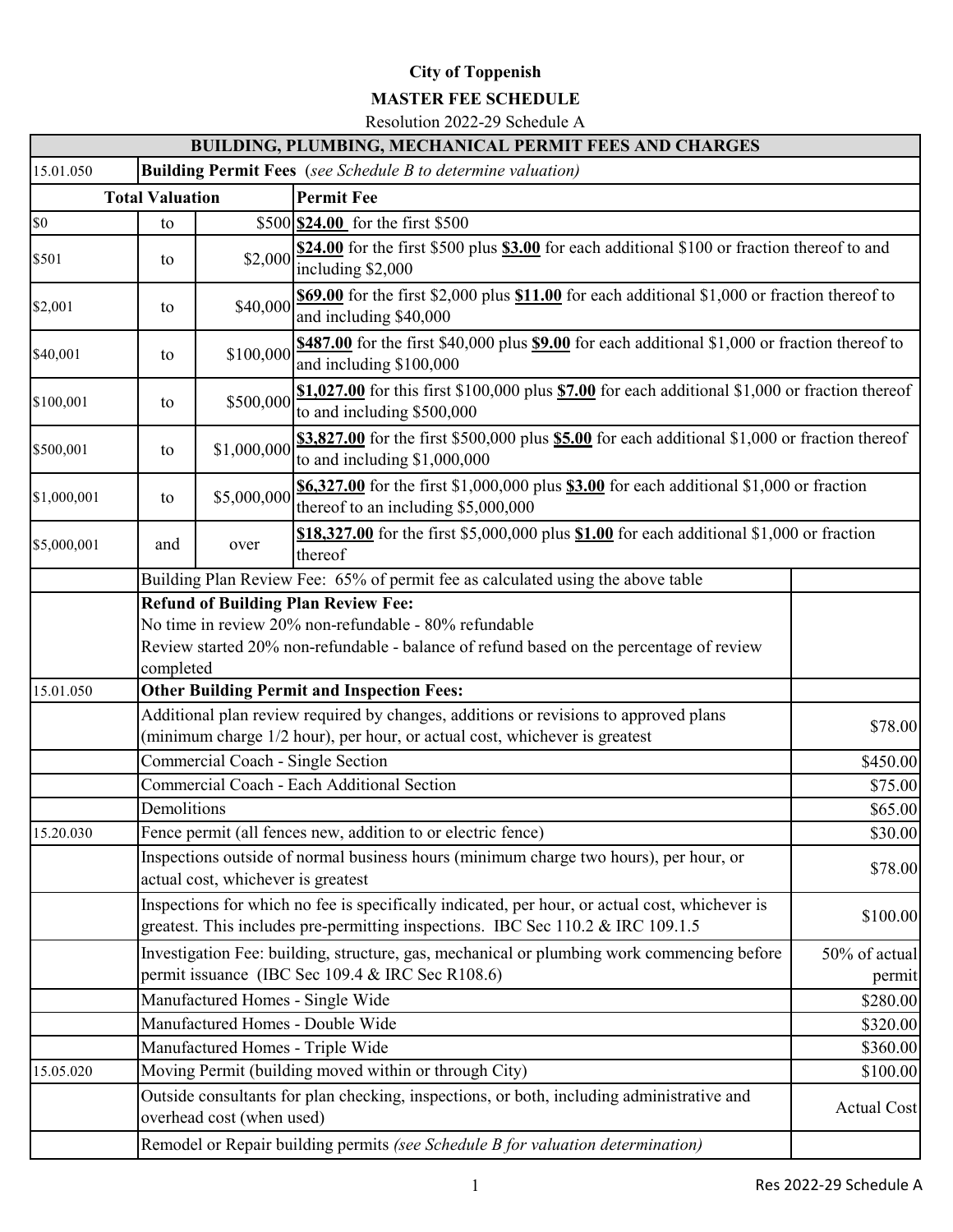**City of Toppenish**

**MASTER FEE SCHEDULE**

Resolution 2022-29 Schedule A

| **BUILDING, PLUMBING, MECHANICAL PERMIT FEES AND CHARGES** | | | | | |
|---|---|---|---|---|---|
| 15.01.050 | **Building Permit Fees** *(see Schedule B to determine valuation)* | | | | |
| **Total Valuation** | | | **Permit Fee** | | |
| $0 | to | $500 | **$24.00** for the first $500 | | |
| $501 | to | $2,000 | **$24.00** for the first $500 plus **$3.00** for each additional $100 or fraction thereof to and including $2,000 | | |
| $2,001 | to | $40,000 | **$69.00** for the first $2,000 plus **$11.00** for each additional $1,000 or fraction thereof to and including $40,000 | | |
| $40,001 | to | $100,000 | **$487.00** for the first $40,000 plus **$9.00** for each additional $1,000 or fraction thereof to and including $100,000 | | |
| $100,001 | to | $500,000 | **$1,027.00** for this first $100,000 plus **$7.00** for each additional $1,000 or fraction thereof to and including $500,000 | | |
| $500,001 | to | $1,000,000 | **$3,827.00** for the first $500,000 plus **$5.00** for each additional $1,000 or fraction thereof to and including $1,000,000 | | |
| $1,000,001 | to | $5,000,000 | **$6,327.00** for the first $1,000,000 plus **$3.00** for each additional $1,000 or fraction thereof to an including $5,000,000 | | |
| $5,000,001 | and | over | **$18,327.00** for the first $5,000,000 plus **$1.00** for each additional $1,000 or fraction thereof | | |
| | Building Plan Review Fee: 65% of permit fee as calculated using the above table | | | | |
| | **Refund of Building Plan Review Fee:**<br>No time in review 20% non-refundable - 80% refundable<br>Review started 20% non-refundable - balance of refund based on the percentage of review completed | | | | |
| 15.01.050 | **Other Building Permit and Inspection Fees:** | | | | |
| | Additional plan review required by changes, additions or revisions to approved plans (minimum charge 1/2 hour), per hour, or actual cost, whichever is greatest | | | | $78.00 |
| | Commercial Coach - Single Section | | | | $450.00 |
| | Commercial Coach - Each Additional Section | | | | $75.00 |
| | Demolitions | | | | $65.00 |
| 15.20.030 | Fence permit (all fences new, addition to or electric fence) | | | | $30.00 |
| | Inspections outside of normal business hours (minimum charge two hours), per hour, or actual cost, whichever is greatest | | | | $78.00 |
| | Inspections for which no fee is specifically indicated, per hour, or actual cost, whichever is greatest. This includes pre-permitting inspections. IBC Sec 110.2 & IRC 109.1.5 | | | | $100.00 |
| | Investigation Fee: building, structure, gas, mechanical or plumbing work commencing before permit issuance (IBC Sec 109.4 & IRC Sec R108.6) | | | | 50% of actual permit |
| | Manufactured Homes - Single Wide | | | | $280.00 |
| | Manufactured Homes - Double Wide | | | | $320.00 |
| | Manufactured Homes - Triple Wide | | | | $360.00 |
| 15.05.020 | Moving Permit (building moved within or through City) | | | | $100.00 |
| | Outside consultants for plan checking, inspections, or both, including administrative and overhead cost (when used) | | | | Actual Cost |
| | Remodel or Repair building permits *(see Schedule B for valuation determination)* | | | | |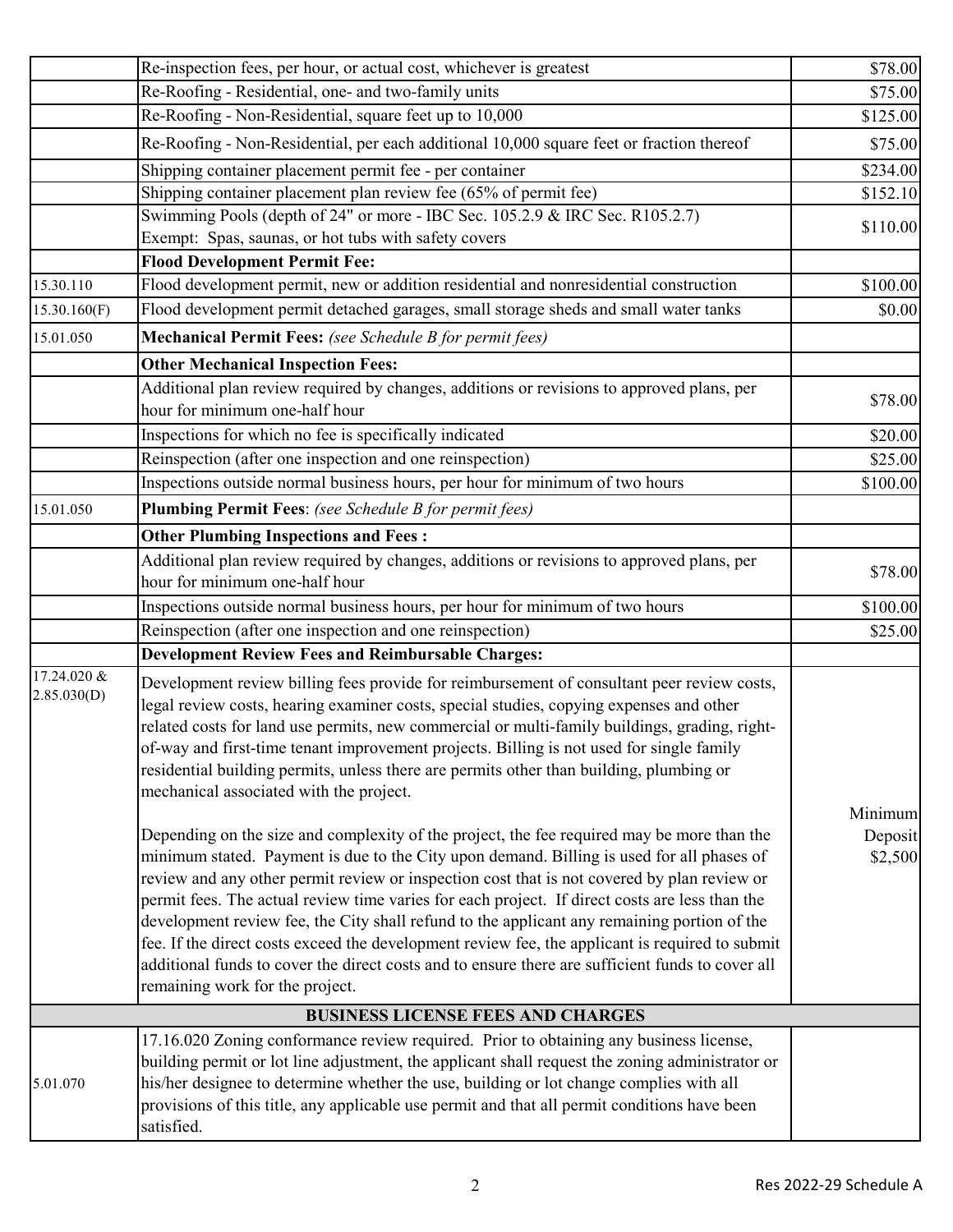| | | |
|---|---|---|
| | Re-inspection fees, per hour, or actual cost, whichever is greatest | $78.00 |
| | Re-Roofing - Residential, one- and two-family units | $75.00 |
| | Re-Roofing - Non-Residential, square feet up to 10,000 | $125.00 |
| | Re-Roofing - Non-Residential, per each additional 10,000 square feet or fraction thereof | $75.00 |
| | Shipping container placement permit fee - per container | $234.00 |
| | Shipping container placement plan review fee (65% of permit fee) | $152.10 |
| | Swimming Pools (depth of 24" or more - IBC Sec. 105.2.9 & IRC Sec. R105.2.7) Exempt: Spas, saunas, or hot tubs with safety covers | $110.00 |
| | **Flood Development Permit Fee:** | |
| 15.30.110 | Flood development permit, new or addition residential and nonresidential construction | $100.00 |
| 15.30.160(F) | Flood development permit detached garages, small storage sheds and small water tanks | $0.00 |
| 15.01.050 | **Mechanical Permit Fees:** *(see Schedule B for permit fees)* | |
| | **Other Mechanical Inspection Fees:** | |
| | Additional plan review required by changes, additions or revisions to approved plans, per hour for minimum one-half hour | $78.00 |
| | Inspections for which no fee is specifically indicated | $20.00 |
| | Reinspection (after one inspection and one reinspection) | $25.00 |
| | Inspections outside normal business hours, per hour for minimum of two hours | $100.00 |
| 15.01.050 | **Plumbing Permit Fees**: *(see Schedule B for permit fees)* | |
| | **Other Plumbing Inspections and Fees :** | |
| | Additional plan review required by changes, additions or revisions to approved plans, per hour for minimum one-half hour | $78.00 |
| | Inspections outside normal business hours, per hour for minimum of two hours | $100.00 |
| | Reinspection (after one inspection and one reinspection) | $25.00 |
| | **Development Review Fees and Reimbursable Charges:** | |
| 17.24.020 & 2.85.030(D) | Development review billing fees provide for reimbursement of consultant peer review costs, legal review costs, hearing examiner costs, special studies, copying expenses and other related costs for land use permits, new commercial or multi-family buildings, grading, right-of-way and first-time tenant improvement projects. Billing is not used for single family residential building permits, unless there are permits other than building, plumbing or mechanical associated with the project.<br><br>Depending on the size and complexity of the project, the fee required may be more than the minimum stated. Payment is due to the City upon demand. Billing is used for all phases of review and any other permit review or inspection cost that is not covered by plan review or permit fees. The actual review time varies for each project. If direct costs are less than the development review fee, the City shall refund to the applicant any remaining portion of the fee. If the direct costs exceed the development review fee, the applicant is required to submit additional funds to cover the direct costs and to ensure there are sufficient funds to cover all remaining work for the project. | Minimum Deposit $2,500 |
| | **BUSINESS LICENSE FEES AND CHARGES** | |
| 5.01.070 | 17.16.020 Zoning conformance review required. Prior to obtaining any business license, building permit or lot line adjustment, the applicant shall request the zoning administrator or his/her designee to determine whether the use, building or lot change complies with all provisions of this title, any applicable use permit and that all permit conditions have been satisfied. | |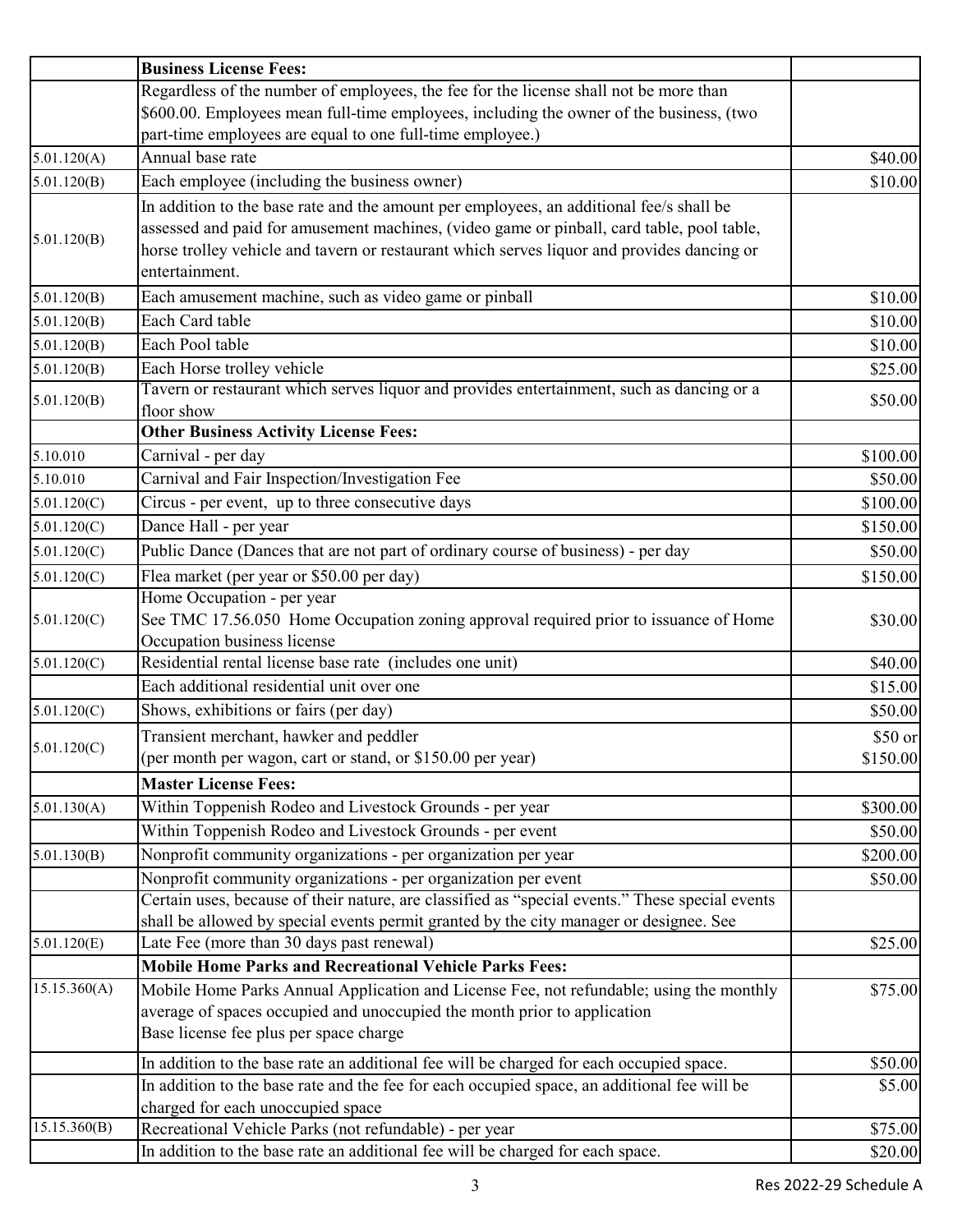| | **Business License Fees:** | |
|---|---|---|
| | Regardless of the number of employees, the fee for the license shall not be more than $600.00. Employees mean full-time employees, including the owner of the business, (two part-time employees are equal to one full-time employee.) | |
| 5.01.120(A) | Annual base rate | $40.00 |
| 5.01.120(B) | Each employee (including the business owner) | $10.00 |
| 5.01.120(B) | In addition to the base rate and the amount per employees, an additional fee/s shall be assessed and paid for amusement machines, (video game or pinball, card table, pool table, horse trolley vehicle and tavern or restaurant which serves liquor and provides dancing or entertainment. | |
| 5.01.120(B) | Each amusement machine, such as video game or pinball | $10.00 |
| 5.01.120(B) | Each Card table | $10.00 |
| 5.01.120(B) | Each Pool table | $10.00 |
| 5.01.120(B) | Each Horse trolley vehicle | $25.00 |
| 5.01.120(B) | Tavern or restaurant which serves liquor and provides entertainment, such as dancing or a floor show | $50.00 |
| | **Other Business Activity License Fees:** | |
| 5.10.010 | Carnival - per day | $100.00 |
| 5.10.010 | Carnival and Fair Inspection/Investigation Fee | $50.00 |
| 5.01.120(C) | Circus - per event, up to three consecutive days | $100.00 |
| 5.01.120(C) | Dance Hall - per year | $150.00 |
| 5.01.120(C) | Public Dance (Dances that are not part of ordinary course of business) - per day | $50.00 |
| 5.01.120(C) | Flea market (per year or $50.00 per day) | $150.00 |
| 5.01.120(C) | Home Occupation - per year<br>See TMC 17.56.050 Home Occupation zoning approval required prior to issuance of Home Occupation business license | $30.00 |
| 5.01.120(C) | Residential rental license base rate (includes one unit) | $40.00 |
| | Each additional residential unit over one | $15.00 |
| 5.01.120(C) | Shows, exhibitions or fairs (per day) | $50.00 |
| 5.01.120(C) | Transient merchant, hawker and peddler<br>(per month per wagon, cart or stand, or $150.00 per year) | $50 or $150.00 |
| | **Master License Fees:** | |
| 5.01.130(A) | Within Toppenish Rodeo and Livestock Grounds - per year | $300.00 |
| | Within Toppenish Rodeo and Livestock Grounds - per event | $50.00 |
| 5.01.130(B) | Nonprofit community organizations - per organization per year | $200.00 |
| | Nonprofit community organizations - per organization per event | $50.00 |
| | Certain uses, because of their nature, are classified as "special events." These special events shall be allowed by special events permit granted by the city manager or designee. See | |
| 5.01.120(E) | Late Fee (more than 30 days past renewal) | $25.00 |
| | **Mobile Home Parks and Recreational Vehicle Parks Fees:** | |
| 15.15.360(A) | Mobile Home Parks Annual Application and License Fee, not refundable; using the monthly average of spaces occupied and unoccupied the month prior to application<br>Base license fee plus per space charge | $75.00 |
| | In addition to the base rate an additional fee will be charged for each occupied space. | $50.00 |
| | In addition to the base rate and the fee for each occupied space, an additional fee will be charged for each unoccupied space | $5.00 |
| 15.15.360(B) | Recreational Vehicle Parks (not refundable) - per year | $75.00 |
| | In addition to the base rate an additional fee will be charged for each space. | $20.00 |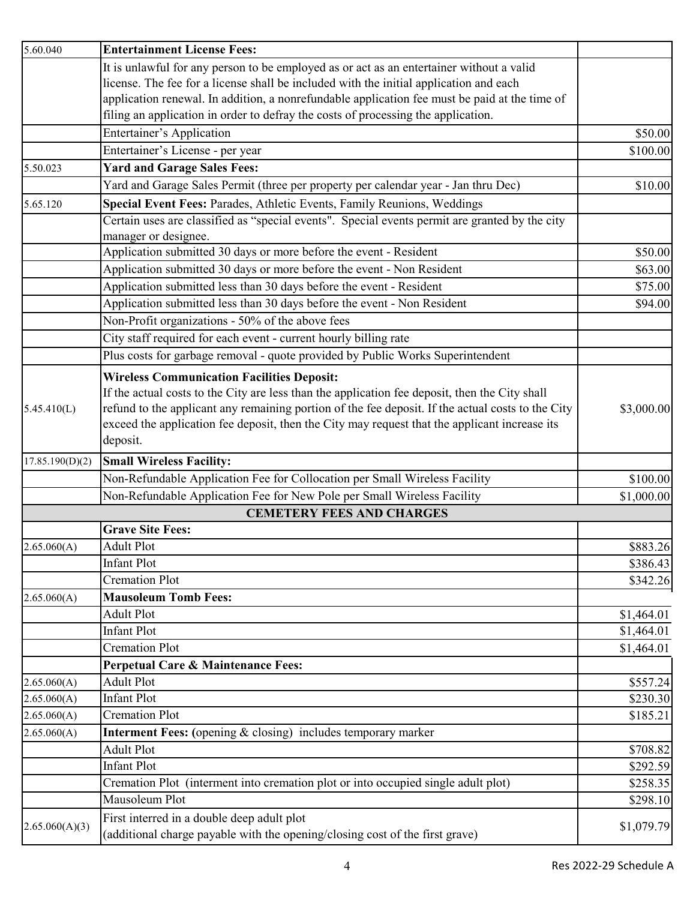| | | |
|---|---|---|
| 5.60.040 | **Entertainment License Fees:** | |
| | It is unlawful for any person to be employed as or act as an entertainer without a valid license. The fee for a license shall be included with the initial application and each application renewal. In addition, a nonrefundable application fee must be paid at the time of filing an application in order to defray the costs of processing the application. | |
| | Entertainer's Application | $50.00 |
| | Entertainer's License - per year | $100.00 |
| 5.50.023 | **Yard and Garage Sales Fees:** | |
| | Yard and Garage Sales Permit (three per property per calendar year - Jan thru Dec) | $10.00 |
| 5.65.120 | **Special Event Fees:** Parades, Athletic Events, Family Reunions, Weddings | |
| | Certain uses are classified as "special events". Special events permit are granted by the city manager or designee. | |
| | Application submitted 30 days or more before the event - Resident | $50.00 |
| | Application submitted 30 days or more before the event - Non Resident | $63.00 |
| | Application submitted less than 30 days before the event - Resident | $75.00 |
| | Application submitted less than 30 days before the event - Non Resident | $94.00 |
| | Non-Profit organizations - 50% of the above fees | |
| | City staff required for each event - current hourly billing rate | |
| | Plus costs for garbage removal - quote provided by Public Works Superintendent | |
| 5.45.410(L) | **Wireless Communication Facilities Deposit:** If the actual costs to the City are less than the application fee deposit, then the City shall refund to the applicant any remaining portion of the fee deposit. If the actual costs to the City exceed the application fee deposit, then the City may request that the applicant increase its deposit. | $3,000.00 |
| 17.85.190(D)(2) | **Small Wireless Facility:** | |
| | Non-Refundable Application Fee for Collocation per Small Wireless Facility | $100.00 |
| | Non-Refundable Application Fee for New Pole per Small Wireless Facility | $1,000.00 |
| | **CEMETERY FEES AND CHARGES** | |
| | **Grave Site Fees:** | |
| 2.65.060(A) | Adult Plot | $883.26 |
| | Infant Plot | $386.43 |
| | Cremation Plot | $342.26 |
| 2.65.060(A) | **Mausoleum Tomb Fees:** | |
| | Adult Plot | $1,464.01 |
| | Infant Plot | $1,464.01 |
| | Cremation Plot | $1,464.01 |
| | **Perpetual Care & Maintenance Fees:** | |
| 2.65.060(A) | Adult Plot | $557.24 |
| 2.65.060(A) | Infant Plot | $230.30 |
| 2.65.060(A) | Cremation Plot | $185.21 |
| 2.65.060(A) | **Interment Fees:** (opening & closing) includes temporary marker | |
| | Adult Plot | $708.82 |
| | Infant Plot | $292.59 |
| | Cremation Plot (interment into cremation plot or into occupied single adult plot) | $258.35 |
| | Mausoleum Plot | $298.10 |
| 2.65.060(A)(3) | First interred in a double deep adult plot (additional charge payable with the opening/closing cost of the first grave) | $1,079.79 |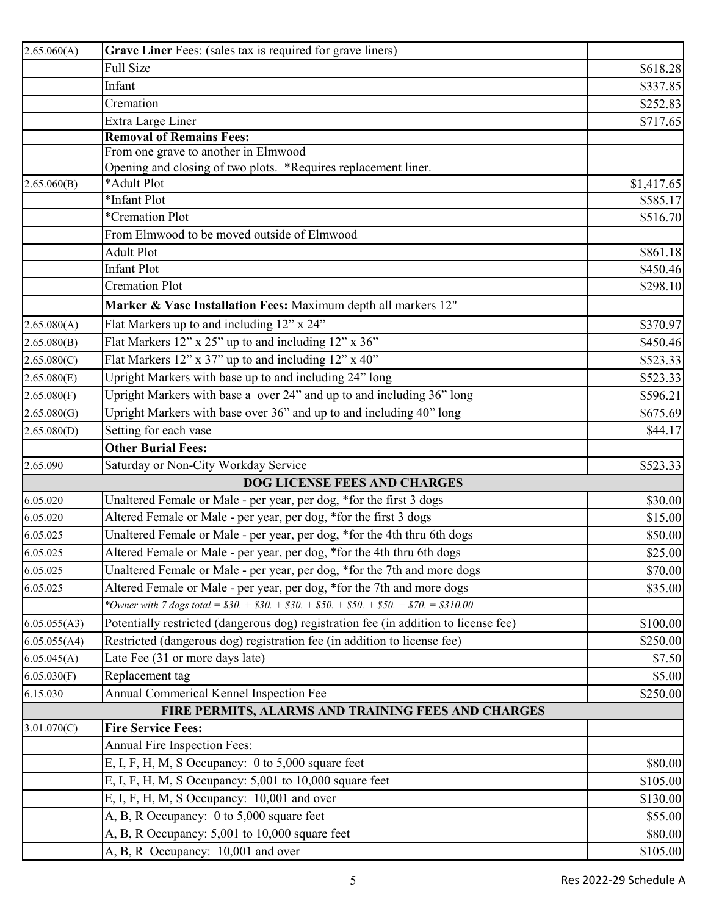| | | |
|---|---|---|
| 2.65.060(A) | **Grave Liner** Fees: (sales tax is required for grave liners) | |
| | Full Size | \$618.28 |
| | Infant | \$337.85 |
| | Cremation | \$252.83 |
| | Extra Large Liner | \$717.65 |
| | **Removal of Remains Fees:** | |
| | From one grave to another in Elmwood<br>Opening and closing of two plots. *Requires replacement liner. | |
| 2.65.060(B) | *Adult Plot | \$1,417.65 |
| | *Infant Plot | \$585.17 |
| | *Cremation Plot | \$516.70 |
| | From Elmwood to be moved outside of Elmwood | |
| | Adult Plot | \$861.18 |
| | Infant Plot | \$450.46 |
| | Cremation Plot | \$298.10 |
| | **Marker & Vase Installation Fees:** Maximum depth all markers 12" | |
| 2.65.080(A) | Flat Markers up to and including 12" x 24" | \$370.97 |
| 2.65.080(B) | Flat Markers 12" x 25" up to and including 12" x 36" | \$450.46 |
| 2.65.080(C) | Flat Markers 12" x 37" up to and including 12" x 40" | \$523.33 |
| 2.65.080(E) | Upright Markers with base up to and including 24" long | \$523.33 |
| 2.65.080(F) | Upright Markers with base a over 24" and up to and including 36" long | \$596.21 |
| 2.65.080(G) | Upright Markers with base over 36" and up to and including 40" long | \$675.69 |
| 2.65.080(D) | Setting for each vase | \$44.17 |
| | **Other Burial Fees:** | |
| 2.65.090 | Saturday or Non-City Workday Service | \$523.33 |
| | **DOG LICENSE FEES AND CHARGES** | |
| 6.05.020 | Unaltered Female or Male - per year, per dog, *for the first 3 dogs | \$30.00 |
| 6.05.020 | Altered Female or Male - per year, per dog, *for the first 3 dogs | \$15.00 |
| 6.05.025 | Unaltered Female or Male - per year, per dog, *for the 4th thru 6th dogs | \$50.00 |
| 6.05.025 | Altered Female or Male - per year, per dog, *for the 4th thru 6th dogs | \$25.00 |
| 6.05.025 | Unaltered Female or Male - per year, per dog, *for the 7th and more dogs | \$70.00 |
| 6.05.025 | Altered Female or Male - per year, per dog, *for the 7th and more dogs | \$35.00 |
| | *\*Owner with 7 dogs total = \$30. + \$30. + \$30. + \$50. + \$50. + \$50. + \$70. = \$310.00* | |
| 6.05.055(A3) | Potentially restricted (dangerous dog) registration fee (in addition to license fee) | \$100.00 |
| 6.05.055(A4) | Restricted (dangerous dog) registration fee (in addition to license fee) | \$250.00 |
| 6.05.045(A) | Late Fee (31 or more days late) | \$7.50 |
| 6.05.030(F) | Replacement tag | \$5.00 |
| 6.15.030 | Annual Commerical Kennel Inspection Fee | \$250.00 |
| | **FIRE PERMITS, ALARMS AND TRAINING FEES AND CHARGES** | |
| 3.01.070(C) | **Fire Service Fees:** | |
| | Annual Fire Inspection Fees: | |
| | E, I, F, H, M, S Occupancy: 0 to 5,000 square feet | \$80.00 |
| | E, I, F, H, M, S Occupancy: 5,001 to 10,000 square feet | \$105.00 |
| | E, I, F, H, M, S Occupancy: 10,001 and over | \$130.00 |
| | A, B, R Occupancy: 0 to 5,000 square feet | \$55.00 |
| | A, B, R Occupancy: 5,001 to 10,000 square feet | \$80.00 |
| | A, B, R Occupancy: 10,001 and over | \$105.00 |

Res 2022-29 Schedule A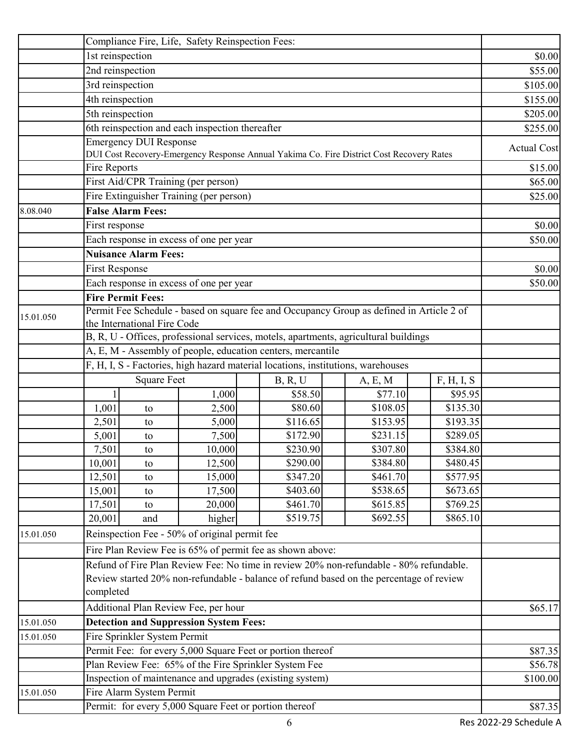| | | |
|---|---|---|
| | Compliance Fire, Life, Safety Reinspection Fees: | |
| | 1st reinspection | $0.00 |
| | 2nd reinspection | $55.00 |
| | 3rd reinspection | $105.00 |
| | 4th reinspection | $155.00 |
| | 5th reinspection | $205.00 |
| | 6th reinspection and each inspection thereafter | $255.00 |
| | Emergency DUI Response<br>DUI Cost Recovery-Emergency Response Annual Yakima Co. Fire District Cost Recovery Rates | Actual Cost |
| | Fire Reports | $15.00 |
| | First Aid/CPR Training (per person) | $65.00 |
| | Fire Extinguisher Training (per person) | $25.00 |
| 8.08.040 | **False Alarm Fees:** | |
| | First response | $0.00 |
| | Each response in excess of one per year | $50.00 |
| | **Nuisance Alarm Fees:** | |
| | First Response | $0.00 |
| | Each response in excess of one per year | $50.00 |
| | **Fire Permit Fees:** | |
| 15.01.050 | Permit Fee Schedule - based on square fee and Occupancy Group as defined in Article 2 of the International Fire Code | |
| | B, R, U - Offices, professional services, motels, apartments, agricultural buildings | |
| | A, E, M - Assembly of people, education centers, mercantile | |
| | F, H, I, S - Factories, high hazard material locations, institutions, warehouses | |

| Square Feet | | | B, R, U | A, E, M | F, H, I, S |
|---|---|---|---|---|---|
| 1 | | 1,000 | $58.50 | $77.10 | $95.95 |
| 1,001 | to | 2,500 | $80.60 | $108.05 | $135.30 |
| 2,501 | to | 5,000 | $116.65 | $153.95 | $193.35 |
| 5,001 | to | 7,500 | $172.90 | $231.15 | $289.05 |
| 7,501 | to | 10,000 | $230.90 | $307.80 | $384.80 |
| 10,001 | to | 12,500 | $290.00 | $384.80 | $480.45 |
| 12,501 | to | 15,000 | $347.20 | $461.70 | $577.95 |
| 15,001 | to | 17,500 | $403.60 | $538.65 | $673.65 |
| 17,501 | to | 20,000 | $461.70 | $615.85 | $769.25 |
| 20,001 | and | higher | $519.75 | $692.55 | $865.10 |

| | | |
|---|---|---|
| 15.01.050 | Reinspection Fee - 50% of original permit fee | |
| | Fire Plan Review Fee is 65% of permit fee as shown above: | |
| | Refund of Fire Plan Review Fee: No time in review 20% non-refundable - 80% refundable. Review started 20% non-refundable - balance of refund based on the percentage of review completed | |
| | Additional Plan Review Fee, per hour | $65.17 |
| 15.01.050 | **Detection and Suppression System Fees:** | |
| 15.01.050 | Fire Sprinkler System Permit | |
| | Permit Fee: for every 5,000 Square Feet or portion thereof | $87.35 |
| | Plan Review Fee: 65% of the Fire Sprinkler System Fee | $56.78 |
| | Inspection of maintenance and upgrades (existing system) | $100.00 |
| 15.01.050 | Fire Alarm System Permit | |
| | Permit: for every 5,000 Square Feet or portion thereof | $87.35 |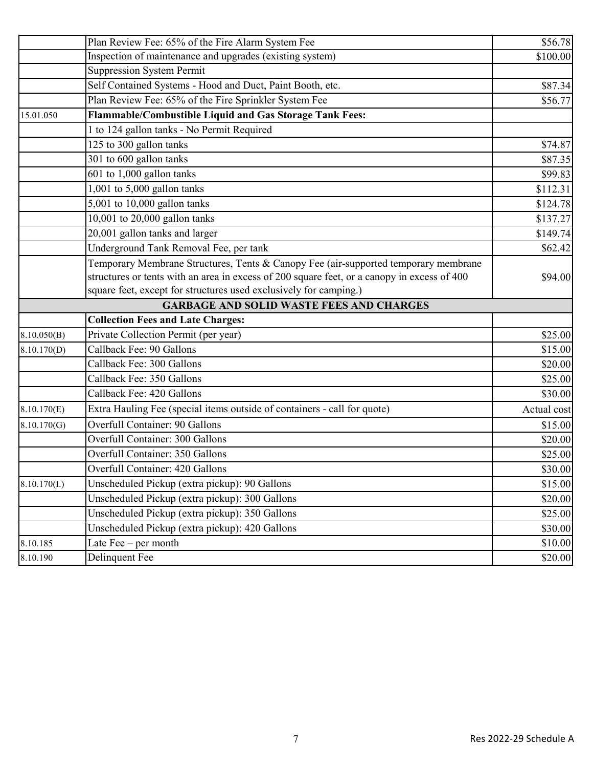| | | |
|---|---|---|
| | Plan Review Fee: 65% of the Fire Alarm System Fee | $56.78 |
| | Inspection of maintenance and upgrades (existing system) | $100.00 |
| | Suppression System Permit | |
| | Self Contained Systems - Hood and Duct, Paint Booth, etc. | $87.34 |
| | Plan Review Fee: 65% of the Fire Sprinkler System Fee | $56.77 |
| 15.01.050 | **Flammable/Combustible Liquid and Gas Storage Tank Fees:** | |
| | 1 to 124 gallon tanks - No Permit Required | |
| | 125 to 300 gallon tanks | $74.87 |
| | 301 to 600 gallon tanks | $87.35 |
| | 601 to 1,000 gallon tanks | $99.83 |
| | 1,001 to 5,000 gallon tanks | $112.31 |
| | 5,001 to 10,000 gallon tanks | $124.78 |
| | 10,001 to 20,000 gallon tanks | $137.27 |
| | 20,001 gallon tanks and larger | $149.74 |
| | Underground Tank Removal Fee, per tank | $62.42 |
| | Temporary Membrane Structures, Tents & Canopy Fee (air-supported temporary membrane structures or tents with an area in excess of 200 square feet, or a canopy in excess of 400 square feet, except for structures used exclusively for camping.) | $94.00 |
| | **GARBAGE AND SOLID WASTE FEES AND CHARGES** | |
| | **Collection Fees and Late Charges:** | |
| 8.10.050(B) | Private Collection Permit (per year) | $25.00 |
| 8.10.170(D) | Callback Fee: 90 Gallons | $15.00 |
| | Callback Fee: 300 Gallons | $20.00 |
| | Callback Fee: 350 Gallons | $25.00 |
| | Callback Fee: 420 Gallons | $30.00 |
| 8.10.170(E) | Extra Hauling Fee (special items outside of containers - call for quote) | Actual cost |
| 8.10.170(G) | Overfull Container: 90 Gallons | $15.00 |
| | Overfull Container: 300 Gallons | $20.00 |
| | Overfull Container: 350 Gallons | $25.00 |
| | Overfull Container: 420 Gallons | $30.00 |
| 8.10.170(I.) | Unscheduled Pickup (extra pickup): 90 Gallons | $15.00 |
| | Unscheduled Pickup (extra pickup): 300 Gallons | $20.00 |
| | Unscheduled Pickup (extra pickup): 350 Gallons | $25.00 |
| | Unscheduled Pickup (extra pickup): 420 Gallons | $30.00 |
| 8.10.185 | Late Fee – per month | $10.00 |
| 8.10.190 | Delinquent Fee | $20.00 |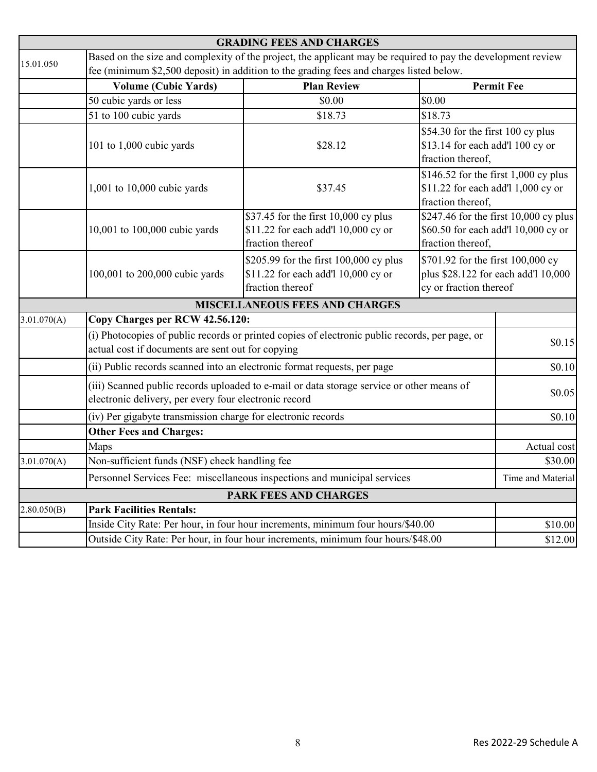| GRADING FEES AND CHARGES | | | |
|---|---|---|---|
| 15.01.050 | Based on the size and complexity of the project, the applicant may be required to pay the development review fee (minimum $2,500 deposit) in addition to the grading fees and charges listed below. | | |
| | **Volume (Cubic Yards)** | **Plan Review** | **Permit Fee** |
| | 50 cubic yards or less | $0.00 | $0.00 |
| | 51 to 100 cubic yards | $18.73 | $18.73 |
| | 101 to 1,000 cubic yards | $28.12 | $54.30 for the first 100 cy plus $13.14 for each add'l 100 cy or fraction thereof, |
| | 1,001 to 10,000 cubic yards | $37.45 | $146.52 for the first 1,000 cy plus $11.22 for each add'l 1,000 cy or fraction thereof, |
| | 10,001 to 100,000 cubic yards | $37.45 for the first 10,000 cy plus $11.22 for each add'l 10,000 cy or fraction thereof | $247.46 for the first 10,000 cy plus $60.50 for each add'l 10,000 cy or fraction thereof, |
| | 100,001 to 200,000 cubic yards | $205.99 for the first 100,000 cy plus $11.22 for each add'l 10,000 cy or fraction thereof | $701.92 for the first 100,000 cy plus $28.122 for each add'l 10,000 cy or fraction thereof |

| MISCELLANEOUS FEES AND CHARGES | | |
|---|---|---|
| 3.01.070(A) | **Copy Charges per RCW 42.56.120:** | |
| | (i) Photocopies of public records or printed copies of electronic public records, per page, or actual cost if documents are sent out for copying | $0.15 |
| | (ii) Public records scanned into an electronic format requests, per page | $0.10 |
| | (iii) Scanned public records uploaded to e-mail or data storage service or other means of electronic delivery, per every four electronic record | $0.05 |
| | (iv) Per gigabyte transmission charge for electronic records | $0.10 |
| | **Other Fees and Charges:** | |
| | Maps | Actual cost |
| 3.01.070(A) | Non-sufficient funds (NSF) check handling fee | $30.00 |
| | Personnel Services Fee: miscellaneous inspections and municipal services | Time and Material |

| PARK FEES AND CHARGES | | |
|---|---|---|
| 2.80.050(B) | **Park Facilities Rentals:** | |
| | Inside City Rate: Per hour, in four hour increments, minimum four hours/$40.00 | $10.00 |
| | Outside City Rate: Per hour, in four hour increments, minimum four hours/$48.00 | $12.00 |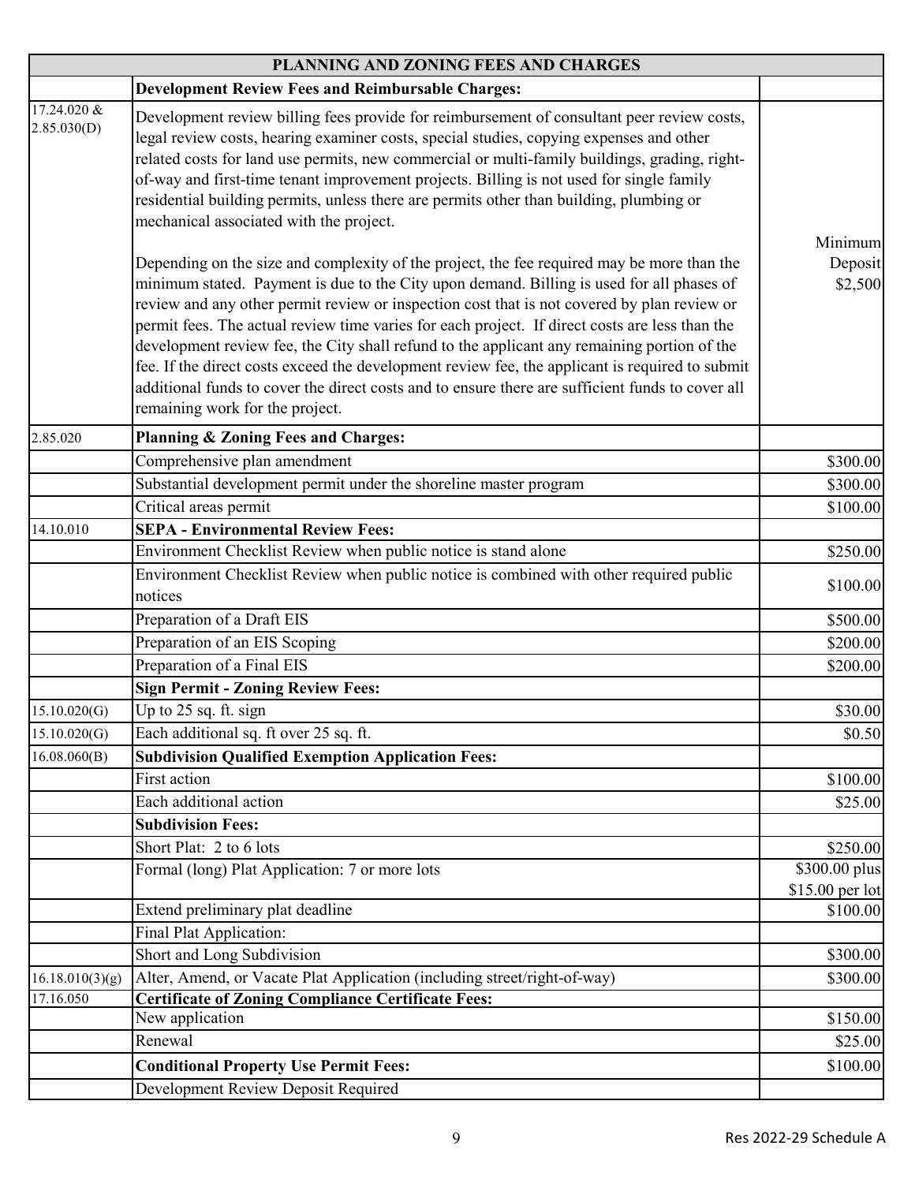| PLANNING AND ZONING FEES AND CHARGES | | |
|---|---|---|
| | **Development Review Fees and Reimbursable Charges:** | |
| 17.24.020 & 2.85.030(D) | Development review billing fees provide for reimbursement of consultant peer review costs, legal review costs, hearing examiner costs, special studies, copying expenses and other related costs for land use permits, new commercial or multi-family buildings, grading, right-of-way and first-time tenant improvement projects. Billing is not used for single family residential building permits, unless there are permits other than building, plumbing or mechanical associated with the project.<br><br>Depending on the size and complexity of the project, the fee required may be more than the minimum stated. Payment is due to the City upon demand. Billing is used for all phases of review and any other permit review or inspection cost that is not covered by plan review or permit fees. The actual review time varies for each project. If direct costs are less than the development review fee, the City shall refund to the applicant any remaining portion of the fee. If the direct costs exceed the development review fee, the applicant is required to submit additional funds to cover the direct costs and to ensure there are sufficient funds to cover all remaining work for the project. | Minimum Deposit $2,500 |
| 2.85.020 | **Planning & Zoning Fees and Charges:** | |
| | Comprehensive plan amendment | $300.00 |
| | Substantial development permit under the shoreline master program | $300.00 |
| | Critical areas permit | $100.00 |
| 14.10.010 | **SEPA - Environmental Review Fees:** | |
| | Environment Checklist Review when public notice is stand alone | $250.00 |
| | Environment Checklist Review when public notice is combined with other required public notices | $100.00 |
| | Preparation of a Draft EIS | $500.00 |
| | Preparation of an EIS Scoping | $200.00 |
| | Preparation of a Final EIS | $200.00 |
| | **Sign Permit - Zoning Review Fees:** | |
| 15.10.020(G) | Up to 25 sq. ft. sign | $30.00 |
| 15.10.020(G) | Each additional sq. ft over 25 sq. ft. | $0.50 |
| 16.08.060(B) | **Subdivision Qualified Exemption Application Fees:** | |
| | First action | $100.00 |
| | Each additional action | $25.00 |
| | **Subdivision Fees:** | |
| | Short Plat: 2 to 6 lots | $250.00 |
| | Formal (long) Plat Application: 7 or more lots | $300.00 plus $15.00 per lot |
| | Extend preliminary plat deadline | $100.00 |
| | Final Plat Application: | |
| | Short and Long Subdivision | $300.00 |
| 16.18.010(3)(g) | Alter, Amend, or Vacate Plat Application (including street/right-of-way) | $300.00 |
| 17.16.050 | **Certificate of Zoning Compliance Certificate Fees:** | |
| | New application | $150.00 |
| | Renewal | $25.00 |
| | **Conditional Property Use Permit Fees:** | $100.00 |
| | Development Review Deposit Required | |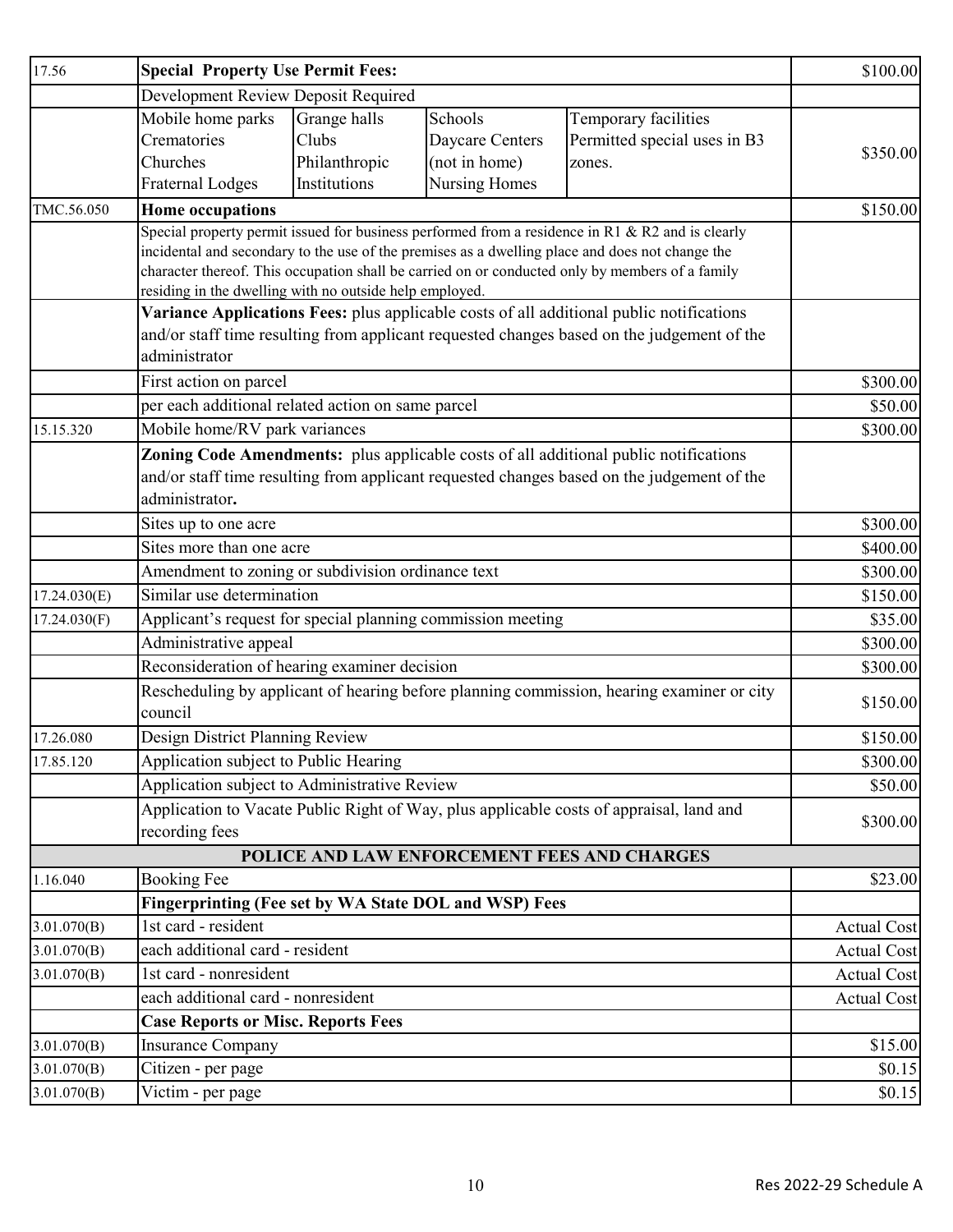| Code | Description | | | | Fee |
|---|---|---|---|---|---|
| 17.56 | **Special Property Use Permit Fees:** | | | | $100.00 |
| | Development Review Deposit Required | | | | |
| | Mobile home parks<br>Crematories<br>Churches<br>Fraternal Lodges | Grange halls<br>Clubs<br>Philanthropic<br>Institutions | Schools<br>Daycare Centers<br>(not in home)<br>Nursing Homes | Temporary facilities<br>Permitted special uses in B3 zones. | $350.00 |
| TMC.56.050 | **Home occupations** | | | | $150.00 |
| | Special property permit issued for business performed from a residence in R1 & R2 and is clearly incidental and secondary to the use of the premises as a dwelling place and does not change the character thereof. This occupation shall be carried on or conducted only by members of a family residing in the dwelling with no outside help employed. | | | | |
| | **Variance Applications Fees:** plus applicable costs of all additional public notifications and/or staff time resulting from applicant requested changes based on the judgement of the administrator | | | | |
| | First action on parcel | | | | $300.00 |
| | per each additional related action on same parcel | | | | $50.00 |
| 15.15.320 | Mobile home/RV park variances | | | | $300.00 |
| | **Zoning Code Amendments:** plus applicable costs of all additional public notifications and/or staff time resulting from applicant requested changes based on the judgement of the administrator**.** | | | | |
| | Sites up to one acre | | | | $300.00 |
| | Sites more than one acre | | | | $400.00 |
| | Amendment to zoning or subdivision ordinance text | | | | $300.00 |
| 17.24.030(E) | Similar use determination | | | | $150.00 |
| 17.24.030(F) | Applicant's request for special planning commission meeting | | | | $35.00 |
| | Administrative appeal | | | | $300.00 |
| | Reconsideration of hearing examiner decision | | | | $300.00 |
| | Rescheduling by applicant of hearing before planning commission, hearing examiner or city council | | | | $150.00 |
| 17.26.080 | Design District Planning Review | | | | $150.00 |
| 17.85.120 | Application subject to Public Hearing | | | | $300.00 |
| | Application subject to Administrative Review | | | | $50.00 |
| | Application to Vacate Public Right of Way, plus applicable costs of appraisal, land and recording fees | | | | $300.00 |
| | **POLICE AND LAW ENFORCEMENT FEES AND CHARGES** | | | | |
| 1.16.040 | Booking Fee | | | | $23.00 |
| | **Fingerprinting (Fee set by WA State DOL and WSP) Fees** | | | | |
| 3.01.070(B) | 1st card - resident | | | | Actual Cost |
| 3.01.070(B) | each additional card - resident | | | | Actual Cost |
| 3.01.070(B) | 1st card - nonresident | | | | Actual Cost |
| | each additional card - nonresident | | | | Actual Cost |
| | **Case Reports or Misc. Reports Fees** | | | | |
| 3.01.070(B) | Insurance Company | | | | $15.00 |
| 3.01.070(B) | Citizen - per page | | | | $0.15 |
| 3.01.070(B) | Victim - per page | | | | $0.15 |

Res 2022-29 Schedule A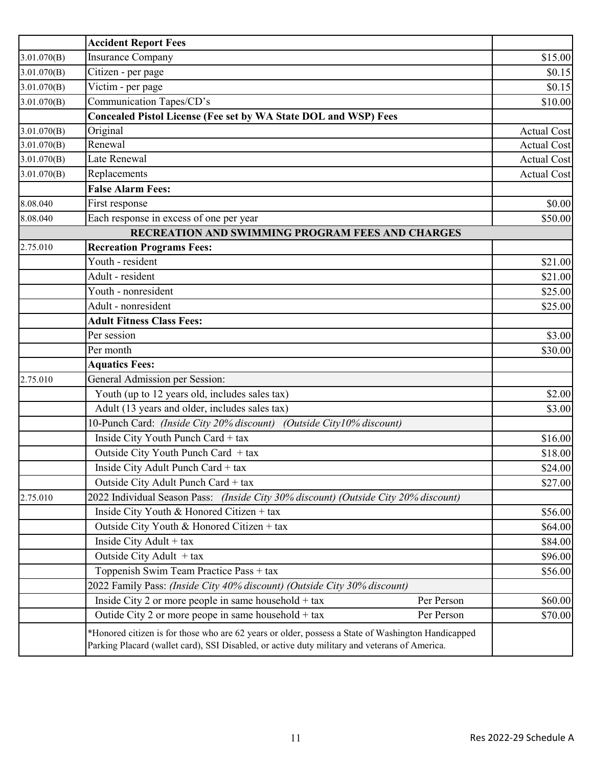| | | |
|---|---|---|
| | **Accident Report Fees** | |
| 3.01.070(B) | Insurance Company | $15.00 |
| 3.01.070(B) | Citizen - per page | $0.15 |
| 3.01.070(B) | Victim - per page | $0.15 |
| 3.01.070(B) | Communication Tapes/CD's | $10.00 |
| | **Concealed Pistol License (Fee set by WA State DOL and WSP) Fees** | |
| 3.01.070(B) | Original | Actual Cost |
| 3.01.070(B) | Renewal | Actual Cost |
| 3.01.070(B) | Late Renewal | Actual Cost |
| 3.01.070(B) | Replacements | Actual Cost |
| | **False Alarm Fees:** | |
| 8.08.040 | First response | $0.00 |
| 8.08.040 | Each response in excess of one per year | $50.00 |
| | **RECREATION AND SWIMMING PROGRAM FEES AND CHARGES** | |
| 2.75.010 | **Recreation Programs Fees:** | |
| | Youth - resident | $21.00 |
| | Adult - resident | $21.00 |
| | Youth - nonresident | $25.00 |
| | Adult - nonresident | $25.00 |
| | **Adult Fitness Class Fees:** | |
| | Per session | $3.00 |
| | Per month | $30.00 |
| | **Aquatics Fees:** | |
| 2.75.010 | General Admission per Session: | |
| | Youth (up to 12 years old, includes sales tax) | $2.00 |
| | Adult (13 years and older, includes sales tax) | $3.00 |
| | 10-Punch Card: *(Inside City 20% discount) (Outside City10% discount)* | |
| | Inside City Youth Punch Card + tax | $16.00 |
| | Outside City Youth Punch Card + tax | $18.00 |
| | Inside City Adult Punch Card + tax | $24.00 |
| | Outside City Adult Punch Card + tax | $27.00 |
| 2.75.010 | 2022 Individual Season Pass: *(Inside City 30% discount) (Outside City 20% discount)* | |
| | Inside City Youth & Honored Citizen + tax | $56.00 |
| | Outside City Youth & Honored Citizen + tax | $64.00 |
| | Inside City Adult + tax | $84.00 |
| | Outside City Adult + tax | $96.00 |
| | Toppenish Swim Team Practice Pass + tax | $56.00 |
| | 2022 Family Pass: *(Inside City 40% discount) (Outside City 30% discount)* | |
| | Inside City 2 or more people in same household + tax Per Person | $60.00 |
| | Outide City 2 or more peope in same household + tax Per Person | $70.00 |
| | *Honored citizen is for those who are 62 years or older, possess a State of Washington Handicapped Parking Placard (wallet card), SSI Disabled, or active duty military and veterans of America. | |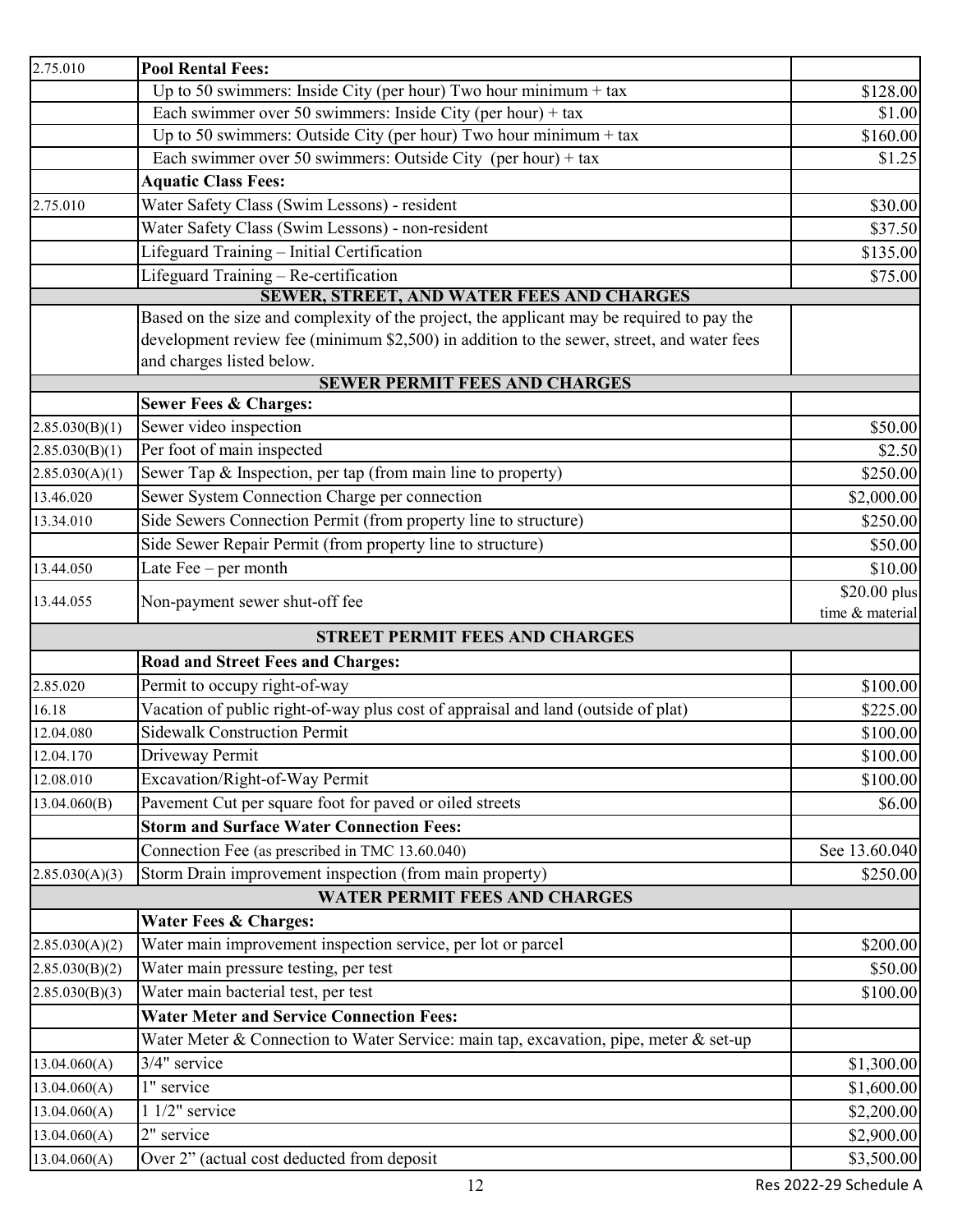| | | |
|---|---|---|
| 2.75.010 | **Pool Rental Fees:** | |
| | Up to 50 swimmers: Inside City (per hour) Two hour minimum + tax | $128.00 |
| | Each swimmer over 50 swimmers: Inside City (per hour) + tax | $1.00 |
| | Up to 50 swimmers: Outside City (per hour) Two hour minimum + tax | $160.00 |
| | Each swimmer over 50 swimmers: Outside City (per hour) + tax | $1.25 |
| | **Aquatic Class Fees:** | |
| 2.75.010 | Water Safety Class (Swim Lessons) - resident | $30.00 |
| | Water Safety Class (Swim Lessons) - non-resident | $37.50 |
| | Lifeguard Training – Initial Certification | $135.00 |
| | Lifeguard Training – Re-certification | $75.00 |
| | **SEWER, STREET, AND WATER FEES AND CHARGES** | |
| | Based on the size and complexity of the project, the applicant may be required to pay the development review fee (minimum $2,500) in addition to the sewer, street, and water fees and charges listed below. | |
| | **SEWER PERMIT FEES AND CHARGES** | |
| | **Sewer Fees & Charges:** | |
| 2.85.030(B)(1) | Sewer video inspection | $50.00 |
| 2.85.030(B)(1) | Per foot of main inspected | $2.50 |
| 2.85.030(A)(1) | Sewer Tap & Inspection, per tap (from main line to property) | $250.00 |
| 13.46.020 | Sewer System Connection Charge per connection | $2,000.00 |
| 13.34.010 | Side Sewers Connection Permit (from property line to structure) | $250.00 |
| | Side Sewer Repair Permit (from property line to structure) | $50.00 |
| 13.44.050 | Late Fee – per month | $10.00 |
| 13.44.055 | Non-payment sewer shut-off fee | $20.00 plus time & material |
| | **STREET PERMIT FEES AND CHARGES** | |
| | **Road and Street Fees and Charges:** | |
| 2.85.020 | Permit to occupy right-of-way | $100.00 |
| 16.18 | Vacation of public right-of-way plus cost of appraisal and land (outside of plat) | $225.00 |
| 12.04.080 | Sidewalk Construction Permit | $100.00 |
| 12.04.170 | Driveway Permit | $100.00 |
| 12.08.010 | Excavation/Right-of-Way Permit | $100.00 |
| 13.04.060(B) | Pavement Cut per square foot for paved or oiled streets | $6.00 |
| | **Storm and Surface Water Connection Fees:** | |
| | Connection Fee (as prescribed in TMC 13.60.040) | See 13.60.040 |
| 2.85.030(A)(3) | Storm Drain improvement inspection (from main property) | $250.00 |
| | **WATER PERMIT FEES AND CHARGES** | |
| | **Water Fees & Charges:** | |
| 2.85.030(A)(2) | Water main improvement inspection service, per lot or parcel | $200.00 |
| 2.85.030(B)(2) | Water main pressure testing, per test | $50.00 |
| 2.85.030(B)(3) | Water main bacterial test, per test | $100.00 |
| | **Water Meter and Service Connection Fees:** | |
| | Water Meter & Connection to Water Service: main tap, excavation, pipe, meter & set-up | |
| 13.04.060(A) | 3/4" service | $1,300.00 |
| 13.04.060(A) | 1" service | $1,600.00 |
| 13.04.060(A) | 1 1/2" service | $2,200.00 |
| 13.04.060(A) | 2" service | $2,900.00 |
| 13.04.060(A) | Over 2" (actual cost deducted from deposit | $3,500.00 |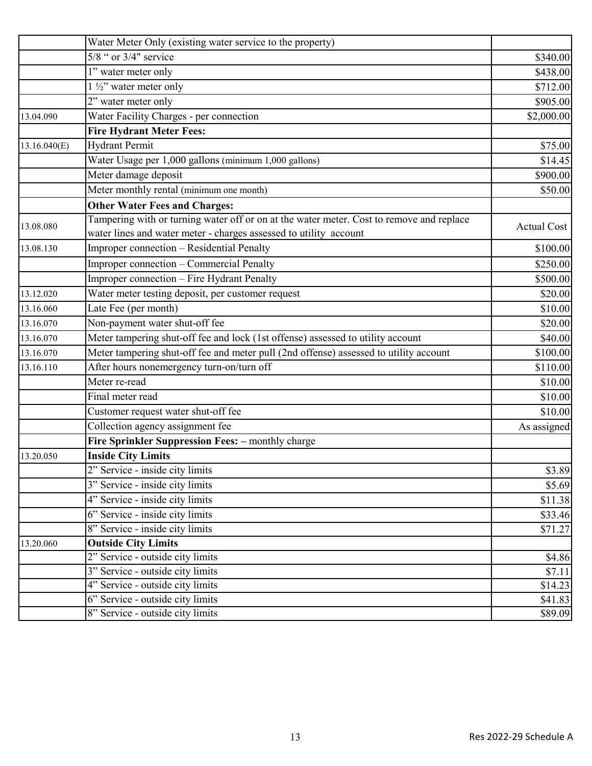| | | |
|---|---|---|
| | Water Meter Only (existing water service to the property) | |
| | 5/8 " or 3/4" service | $340.00 |
| | 1" water meter only | $438.00 |
| | 1 ½" water meter only | $712.00 |
| | 2" water meter only | $905.00 |
| 13.04.090 | Water Facility Charges - per connection | $2,000.00 |
| | **Fire Hydrant Meter Fees:** | |
| 13.16.040(E) | Hydrant Permit | $75.00 |
| | Water Usage per 1,000 gallons (minimum 1,000 gallons) | $14.45 |
| | Meter damage deposit | $900.00 |
| | Meter monthly rental (minimum one month) | $50.00 |
| | **Other Water Fees and Charges:** | |
| 13.08.080 | Tampering with or turning water off or on at the water meter. Cost to remove and replace water lines and water meter - charges assessed to utility account | Actual Cost |
| 13.08.130 | Improper connection – Residential Penalty | $100.00 |
| | Improper connection – Commercial Penalty | $250.00 |
| | Improper connection – Fire Hydrant Penalty | $500.00 |
| 13.12.020 | Water meter testing deposit, per customer request | $20.00 |
| 13.16.060 | Late Fee (per month) | $10.00 |
| 13.16.070 | Non-payment water shut-off fee | $20.00 |
| 13.16.070 | Meter tampering shut-off fee and lock (1st offense) assessed to utility account | $40.00 |
| 13.16.070 | Meter tampering shut-off fee and meter pull (2nd offense) assessed to utility account | $100.00 |
| 13.16.110 | After hours nonemergency turn-on/turn off | $110.00 |
| | Meter re-read | $10.00 |
| | Final meter read | $10.00 |
| | Customer request water shut-off fee | $10.00 |
| | Collection agency assignment fee | As assigned |
| | **Fire Sprinkler Suppression Fees:** – monthly charge | |
| 13.20.050 | **Inside City Limits** | |
| | 2" Service - inside city limits | $3.89 |
| | 3" Service - inside city limits | $5.69 |
| | 4" Service - inside city limits | $11.38 |
| | 6" Service - inside city limits | $33.46 |
| | 8" Service - inside city limits | $71.27 |
| 13.20.060 | **Outside City Limits** | |
| | 2" Service - outside city limits | $4.86 |
| | 3" Service - outside city limits | $7.11 |
| | 4" Service - outside city limits | $14.23 |
| | 6" Service - outside city limits | $41.83 |
| | 8" Service - outside city limits | $89.09 |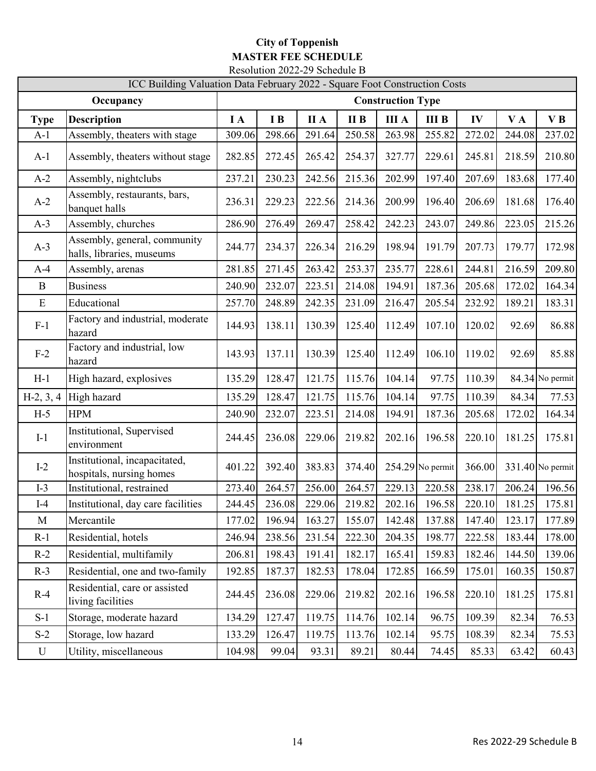**City of Toppenish**
**MASTER FEE SCHEDULE**
Resolution 2022-29 Schedule B

| ICC Building Valuation Data February 2022 - Square Foot Construction Costs | | | | | | | | | | |
|---|---|---|---|---|---|---|---|---|---|---|
| **Occupancy** | | **Construction Type** | | | | | | | | |
| **Type** | **Description** | **I A** | **I B** | **II A** | **II B** | **III A** | **III B** | **IV** | **V A** | **V B** |
| A-1 | Assembly, theaters with stage | 309.06 | 298.66 | 291.64 | 250.58 | 263.98 | 255.82 | 272.02 | 244.08 | 237.02 |
| A-1 | Assembly, theaters without stage | 282.85 | 272.45 | 265.42 | 254.37 | 327.77 | 229.61 | 245.81 | 218.59 | 210.80 |
| A-2 | Assembly, nightclubs | 237.21 | 230.23 | 242.56 | 215.36 | 202.99 | 197.40 | 207.69 | 183.68 | 177.40 |
| A-2 | Assembly, restaurants, bars, banquet halls | 236.31 | 229.23 | 222.56 | 214.36 | 200.99 | 196.40 | 206.69 | 181.68 | 176.40 |
| A-3 | Assembly, churches | 286.90 | 276.49 | 269.47 | 258.42 | 242.23 | 243.07 | 249.86 | 223.05 | 215.26 |
| A-3 | Assembly, general, community halls, libraries, museums | 244.77 | 234.37 | 226.34 | 216.29 | 198.94 | 191.79 | 207.73 | 179.77 | 172.98 |
| A-4 | Assembly, arenas | 281.85 | 271.45 | 263.42 | 253.37 | 235.77 | 228.61 | 244.81 | 216.59 | 209.80 |
| B | Business | 240.90 | 232.07 | 223.51 | 214.08 | 194.91 | 187.36 | 205.68 | 172.02 | 164.34 |
| E | Educational | 257.70 | 248.89 | 242.35 | 231.09 | 216.47 | 205.54 | 232.92 | 189.21 | 183.31 |
| F-1 | Factory and industrial, moderate hazard | 144.93 | 138.11 | 130.39 | 125.40 | 112.49 | 107.10 | 120.02 | 92.69 | 86.88 |
| F-2 | Factory and industrial, low hazard | 143.93 | 137.11 | 130.39 | 125.40 | 112.49 | 106.10 | 119.02 | 92.69 | 85.88 |
| H-1 | High hazard, explosives | 135.29 | 128.47 | 121.75 | 115.76 | 104.14 | 97.75 | 110.39 | 84.34 | No permit |
| H-2, 3, 4 | High hazard | 135.29 | 128.47 | 121.75 | 115.76 | 104.14 | 97.75 | 110.39 | 84.34 | 77.53 |
| H-5 | HPM | 240.90 | 232.07 | 223.51 | 214.08 | 194.91 | 187.36 | 205.68 | 172.02 | 164.34 |
| I-1 | Institutional, Supervised environment | 244.45 | 236.08 | 229.06 | 219.82 | 202.16 | 196.58 | 220.10 | 181.25 | 175.81 |
| I-2 | Institutional, incapacitated, hospitals, nursing homes | 401.22 | 392.40 | 383.83 | 374.40 | 254.29 | No permit | 366.00 | 331.40 | No permit |
| I-3 | Institutional, restrained | 273.40 | 264.57 | 256.00 | 264.57 | 229.13 | 220.58 | 238.17 | 206.24 | 196.56 |
| I-4 | Institutional, day care facilities | 244.45 | 236.08 | 229.06 | 219.82 | 202.16 | 196.58 | 220.10 | 181.25 | 175.81 |
| M | Mercantile | 177.02 | 196.94 | 163.27 | 155.07 | 142.48 | 137.88 | 147.40 | 123.17 | 177.89 |
| R-1 | Residential, hotels | 246.94 | 238.56 | 231.54 | 222.30 | 204.35 | 198.77 | 222.58 | 183.44 | 178.00 |
| R-2 | Residential, multifamily | 206.81 | 198.43 | 191.41 | 182.17 | 165.41 | 159.83 | 182.46 | 144.50 | 139.06 |
| R-3 | Residential, one and two-family | 192.85 | 187.37 | 182.53 | 178.04 | 172.85 | 166.59 | 175.01 | 160.35 | 150.87 |
| R-4 | Residential, care or assisted living facilities | 244.45 | 236.08 | 229.06 | 219.82 | 202.16 | 196.58 | 220.10 | 181.25 | 175.81 |
| S-1 | Storage, moderate hazard | 134.29 | 127.47 | 119.75 | 114.76 | 102.14 | 96.75 | 109.39 | 82.34 | 76.53 |
| S-2 | Storage, low hazard | 133.29 | 126.47 | 119.75 | 113.76 | 102.14 | 95.75 | 108.39 | 82.34 | 75.53 |
| U | Utility, miscellaneous | 104.98 | 99.04 | 93.31 | 89.21 | 80.44 | 74.45 | 85.33 | 63.42 | 60.43 |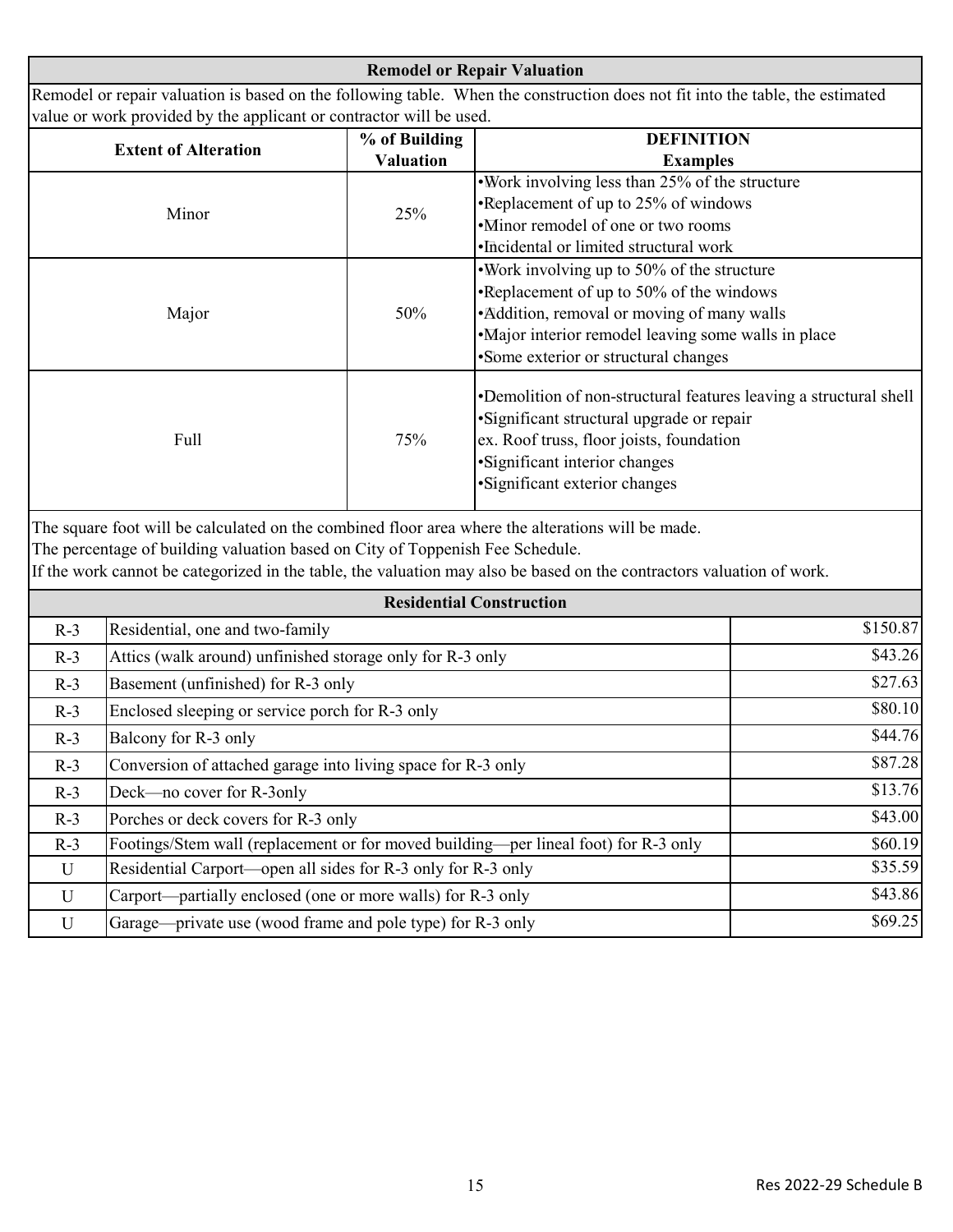## Remodel or Repair Valuation

Remodel or repair valuation is based on the following table. When the construction does not fit into the table, the estimated value or work provided by the applicant or contractor will be used.

| Extent of Alteration | % of Building Valuation | DEFINITION Examples |
|---|---|---|
| Minor | 25% | •Work involving less than 25% of the structure<br>•Replacement of up to 25% of windows<br>•Minor remodel of one or two rooms<br>•Incidental or limited structural work |
| Major | 50% | •Work involving up to 50% of the structure<br>•Replacement of up to 50% of the windows<br>•Addition, removal or moving of many walls<br>•Major interior remodel leaving some walls in place<br>•Some exterior or structural changes |
| Full | 75% | •Demolition of non-structural features leaving a structural shell<br>•Significant structural upgrade or repair<br>ex. Roof truss, floor joists, foundation<br>•Significant interior changes<br>•Significant exterior changes |

The square foot will be calculated on the combined floor area where the alterations will be made.
The percentage of building valuation based on City of Toppenish Fee Schedule.
If the work cannot be categorized in the table, the valuation may also be based on the contractors valuation of work.

## Residential Construction

| | | |
|---|---|---|
| R-3 | Residential, one and two-family | $150.87 |
| R-3 | Attics (walk around) unfinished storage only for R-3 only | $43.26 |
| R-3 | Basement (unfinished) for R-3 only | $27.63 |
| R-3 | Enclosed sleeping or service porch for R-3 only | $80.10 |
| R-3 | Balcony for R-3 only | $44.76 |
| R-3 | Conversion of attached garage into living space for R-3 only | $87.28 |
| R-3 | Deck—no cover for R-3only | $13.76 |
| R-3 | Porches or deck covers for R-3 only | $43.00 |
| R-3 | Footings/Stem wall (replacement or for moved building—per lineal foot) for R-3 only | $60.19 |
| U | Residential Carport—open all sides for R-3 only for R-3 only | $35.59 |
| U | Carport—partially enclosed (one or more walls) for R-3 only | $43.86 |
| U | Garage—private use (wood frame and pole type) for R-3 only | $69.25 |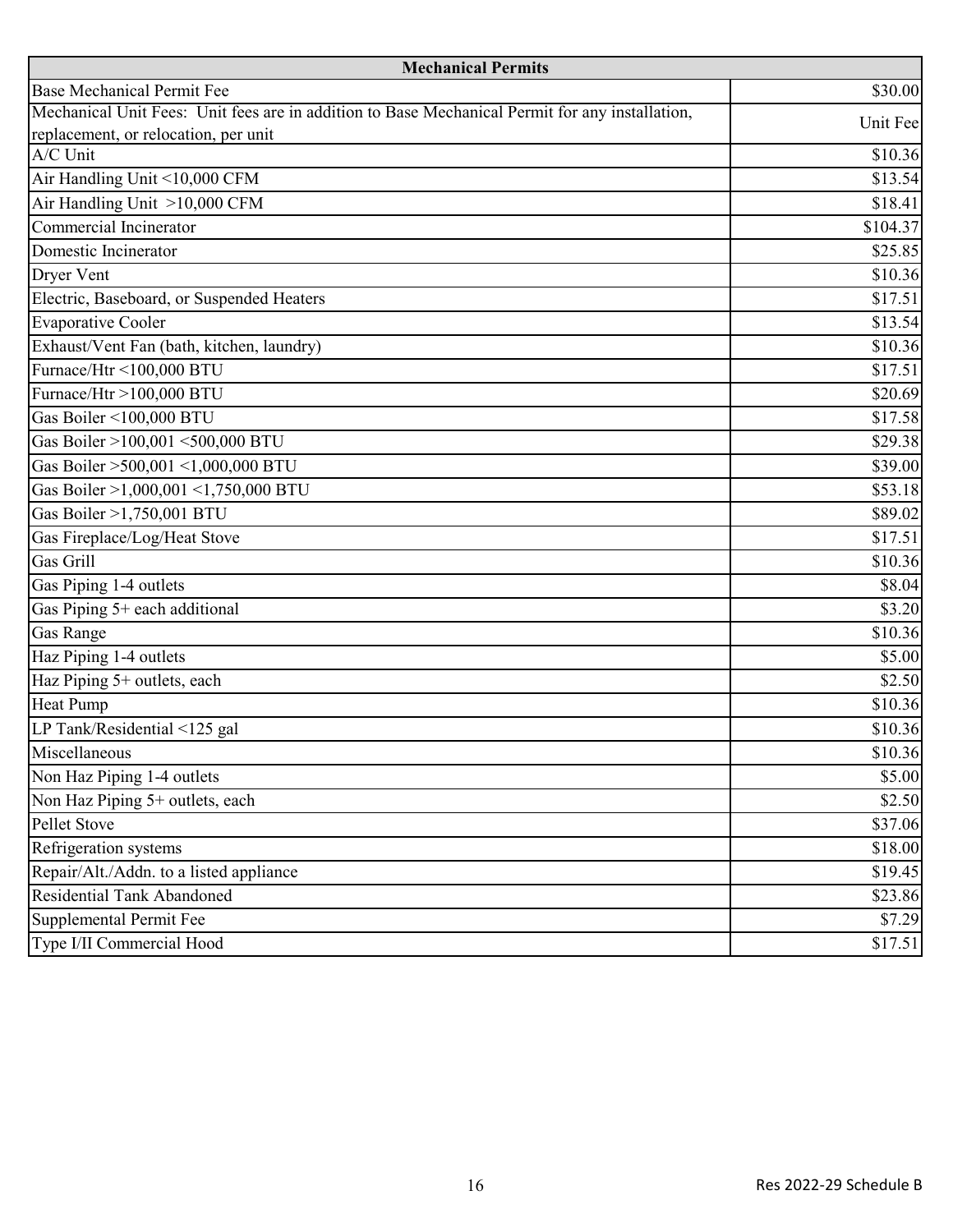| Mechanical Permits | |
|---|---|
| Base Mechanical Permit Fee | $30.00 |
| Mechanical Unit Fees: Unit fees are in addition to Base Mechanical Permit for any installation, replacement, or relocation, per unit | Unit Fee |
| A/C Unit | $10.36 |
| Air Handling Unit <10,000 CFM | $13.54 |
| Air Handling Unit >10,000 CFM | $18.41 |
| Commercial Incinerator | $104.37 |
| Domestic Incinerator | $25.85 |
| Dryer Vent | $10.36 |
| Electric, Baseboard, or Suspended Heaters | $17.51 |
| Evaporative Cooler | $13.54 |
| Exhaust/Vent Fan (bath, kitchen, laundry) | $10.36 |
| Furnace/Htr <100,000 BTU | $17.51 |
| Furnace/Htr >100,000 BTU | $20.69 |
| Gas Boiler <100,000 BTU | $17.58 |
| Gas Boiler >100,001 <500,000 BTU | $29.38 |
| Gas Boiler >500,001 <1,000,000 BTU | $39.00 |
| Gas Boiler >1,000,001 <1,750,000 BTU | $53.18 |
| Gas Boiler >1,750,001 BTU | $89.02 |
| Gas Fireplace/Log/Heat Stove | $17.51 |
| Gas Grill | $10.36 |
| Gas Piping 1-4 outlets | $8.04 |
| Gas Piping 5+ each additional | $3.20 |
| Gas Range | $10.36 |
| Haz Piping 1-4 outlets | $5.00 |
| Haz Piping 5+ outlets, each | $2.50 |
| Heat Pump | $10.36 |
| LP Tank/Residential <125 gal | $10.36 |
| Miscellaneous | $10.36 |
| Non Haz Piping 1-4 outlets | $5.00 |
| Non Haz Piping 5+ outlets, each | $2.50 |
| Pellet Stove | $37.06 |
| Refrigeration systems | $18.00 |
| Repair/Alt./Addn. to a listed appliance | $19.45 |
| Residential Tank Abandoned | $23.86 |
| Supplemental Permit Fee | $7.29 |
| Type I/II Commercial Hood | $17.51 |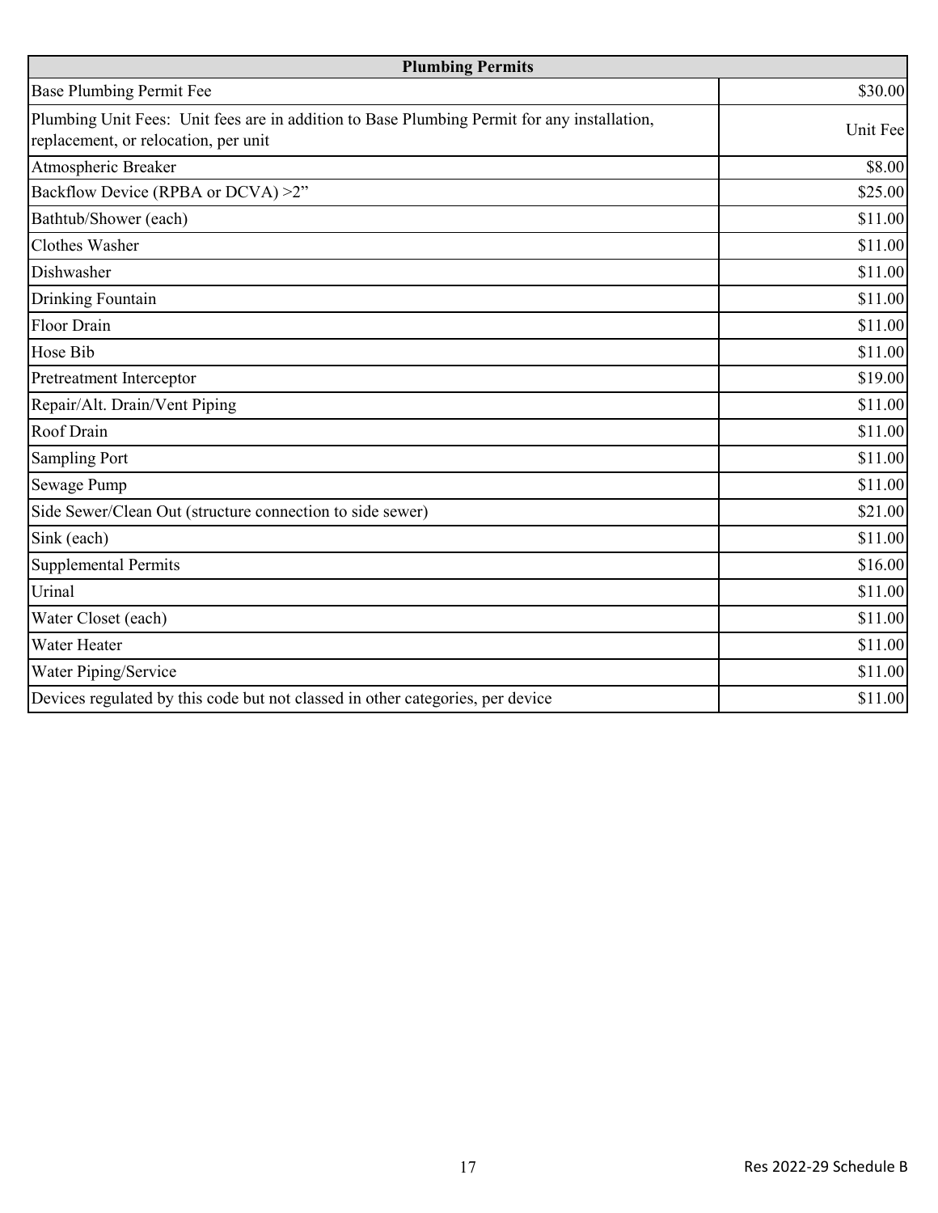| Plumbing Permits | |
|---|---|
| Base Plumbing Permit Fee | $30.00 |
| Plumbing Unit Fees: Unit fees are in addition to Base Plumbing Permit for any installation, replacement, or relocation, per unit | Unit Fee |
| Atmospheric Breaker | $8.00 |
| Backflow Device (RPBA or DCVA) >2” | $25.00 |
| Bathtub/Shower (each) | $11.00 |
| Clothes Washer | $11.00 |
| Dishwasher | $11.00 |
| Drinking Fountain | $11.00 |
| Floor Drain | $11.00 |
| Hose Bib | $11.00 |
| Pretreatment Interceptor | $19.00 |
| Repair/Alt. Drain/Vent Piping | $11.00 |
| Roof Drain | $11.00 |
| Sampling Port | $11.00 |
| Sewage Pump | $11.00 |
| Side Sewer/Clean Out (structure connection to side sewer) | $21.00 |
| Sink (each) | $11.00 |
| Supplemental Permits | $16.00 |
| Urinal | $11.00 |
| Water Closet (each) | $11.00 |
| Water Heater | $11.00 |
| Water Piping/Service | $11.00 |
| Devices regulated by this code but not classed in other categories, per device | $11.00 |